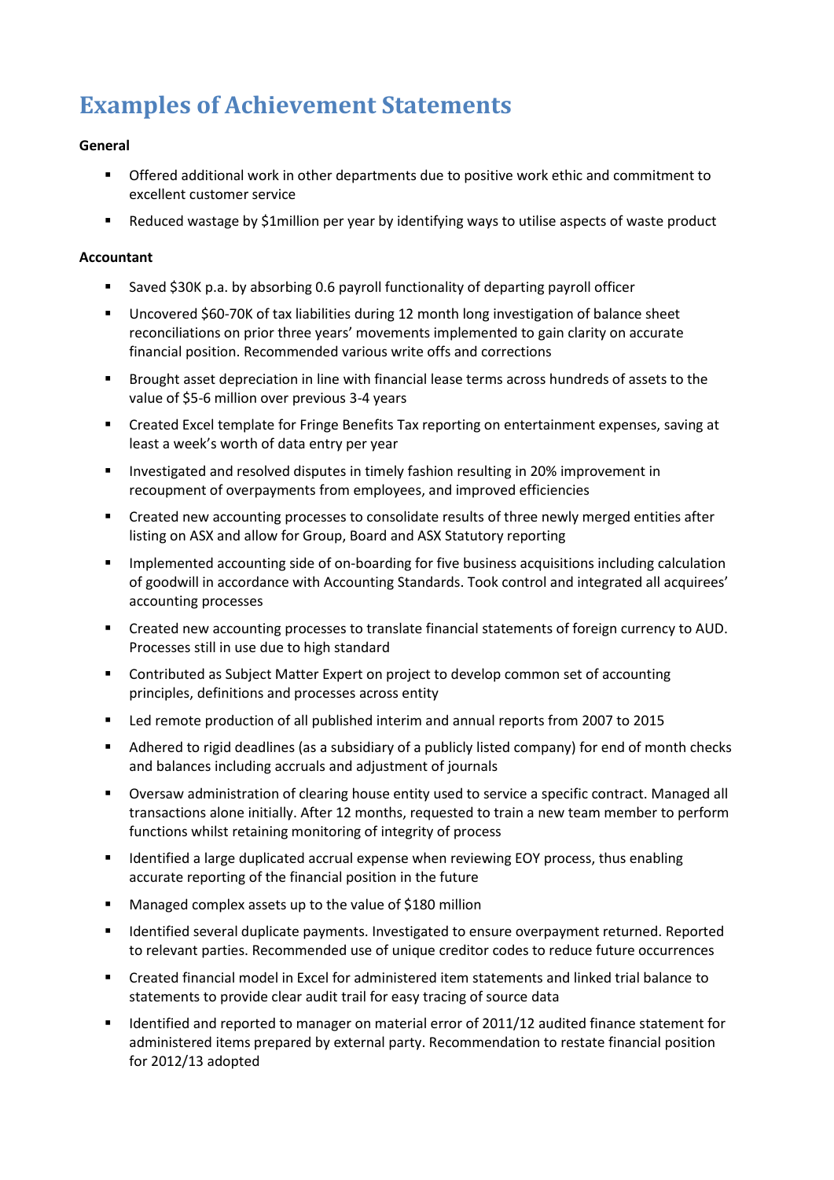# Examples of Achievement Statements

**General**

- Offered additional work in other departments due to positive work ethic and commitment to excellent customer service
- Reduced wastage by $1million per year by identifying ways to utilise aspects of waste product

**Accountant**

- Saved $30K p.a. by absorbing 0.6 payroll functionality of departing payroll officer
- Uncovered $60-70K of tax liabilities during 12 month long investigation of balance sheet reconciliations on prior three years' movements implemented to gain clarity on accurate financial position. Recommended various write offs and corrections
- Brought asset depreciation in line with financial lease terms across hundreds of assets to the value of $5-6 million over previous 3-4 years
- Created Excel template for Fringe Benefits Tax reporting on entertainment expenses, saving at least a week's worth of data entry per year
- Investigated and resolved disputes in timely fashion resulting in 20% improvement in recoupment of overpayments from employees, and improved efficiencies
- Created new accounting processes to consolidate results of three newly merged entities after listing on ASX and allow for Group, Board and ASX Statutory reporting
- Implemented accounting side of on-boarding for five business acquisitions including calculation of goodwill in accordance with Accounting Standards. Took control and integrated all acquirees' accounting processes
- Created new accounting processes to translate financial statements of foreign currency to AUD. Processes still in use due to high standard
- Contributed as Subject Matter Expert on project to develop common set of accounting principles, definitions and processes across entity
- Led remote production of all published interim and annual reports from 2007 to 2015
- Adhered to rigid deadlines (as a subsidiary of a publicly listed company) for end of month checks and balances including accruals and adjustment of journals
- Oversaw administration of clearing house entity used to service a specific contract. Managed all transactions alone initially. After 12 months, requested to train a new team member to perform functions whilst retaining monitoring of integrity of process
- Identified a large duplicated accrual expense when reviewing EOY process, thus enabling accurate reporting of the financial position in the future
- Managed complex assets up to the value of $180 million
- Identified several duplicate payments. Investigated to ensure overpayment returned. Reported to relevant parties. Recommended use of unique creditor codes to reduce future occurrences
- Created financial model in Excel for administered item statements and linked trial balance to statements to provide clear audit trail for easy tracing of source data
- Identified and reported to manager on material error of 2011/12 audited finance statement for administered items prepared by external party. Recommendation to restate financial position for 2012/13 adopted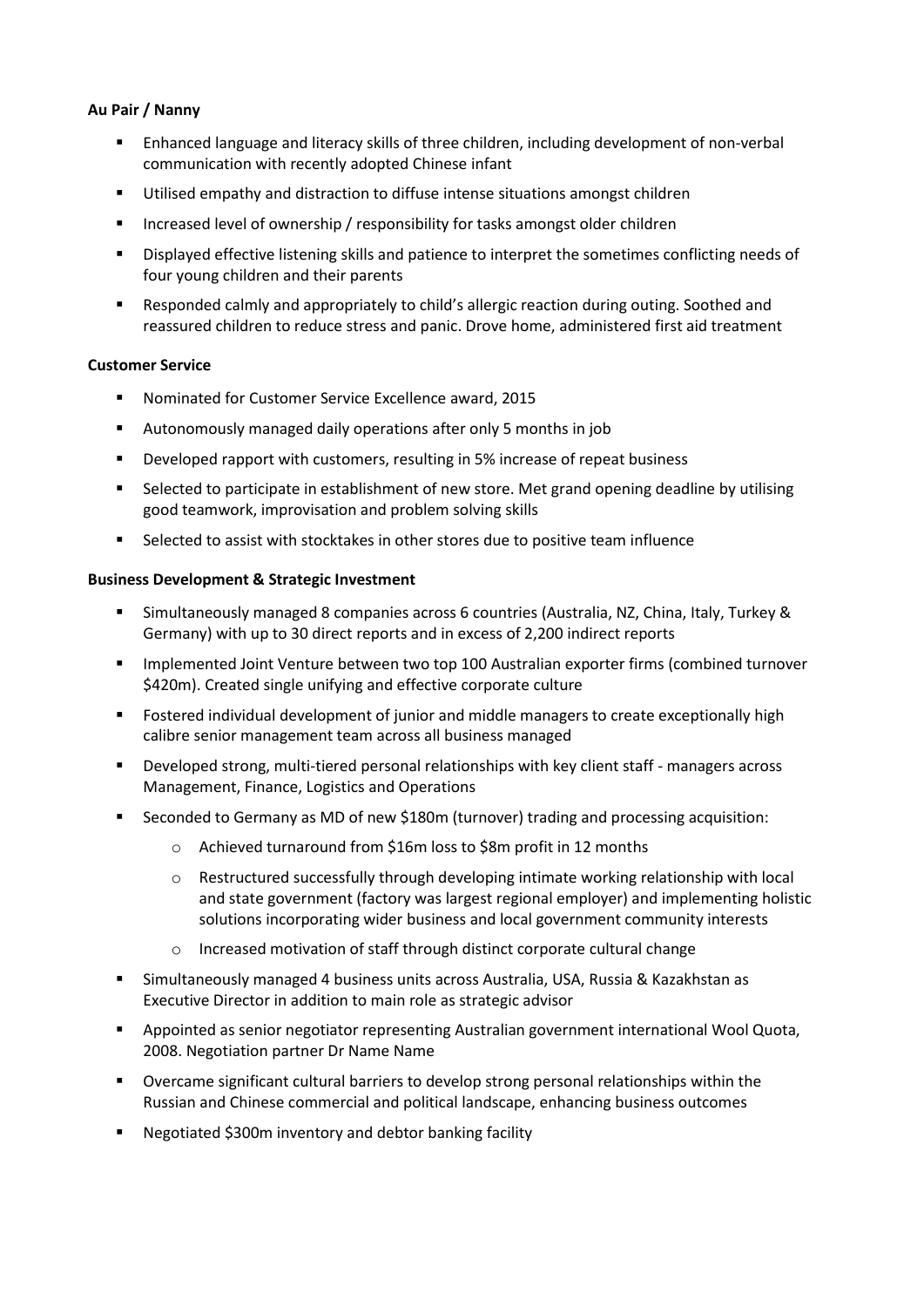**Au Pair / Nanny**

- Enhanced language and literacy skills of three children, including development of non-verbal communication with recently adopted Chinese infant
- Utilised empathy and distraction to diffuse intense situations amongst children
- Increased level of ownership / responsibility for tasks amongst older children
- Displayed effective listening skills and patience to interpret the sometimes conflicting needs of four young children and their parents
- Responded calmly and appropriately to child's allergic reaction during outing. Soothed and reassured children to reduce stress and panic. Drove home, administered first aid treatment

**Customer Service**

- Nominated for Customer Service Excellence award, 2015
- Autonomously managed daily operations after only 5 months in job
- Developed rapport with customers, resulting in 5% increase of repeat business
- Selected to participate in establishment of new store. Met grand opening deadline by utilising good teamwork, improvisation and problem solving skills
- Selected to assist with stocktakes in other stores due to positive team influence

**Business Development & Strategic Investment**

- Simultaneously managed 8 companies across 6 countries (Australia, NZ, China, Italy, Turkey & Germany) with up to 30 direct reports and in excess of 2,200 indirect reports
- Implemented Joint Venture between two top 100 Australian exporter firms (combined turnover $420m). Created single unifying and effective corporate culture
- Fostered individual development of junior and middle managers to create exceptionally high calibre senior management team across all business managed
- Developed strong, multi-tiered personal relationships with key client staff - managers across Management, Finance, Logistics and Operations
- Seconded to Germany as MD of new $180m (turnover) trading and processing acquisition:
  - Achieved turnaround from $16m loss to $8m profit in 12 months
  - Restructured successfully through developing intimate working relationship with local and state government (factory was largest regional employer) and implementing holistic solutions incorporating wider business and local government community interests
  - Increased motivation of staff through distinct corporate cultural change
- Simultaneously managed 4 business units across Australia, USA, Russia & Kazakhstan as Executive Director in addition to main role as strategic advisor
- Appointed as senior negotiator representing Australian government international Wool Quota, 2008. Negotiation partner Dr Name Name
- Overcame significant cultural barriers to develop strong personal relationships within the Russian and Chinese commercial and political landscape, enhancing business outcomes
- Negotiated $300m inventory and debtor banking facility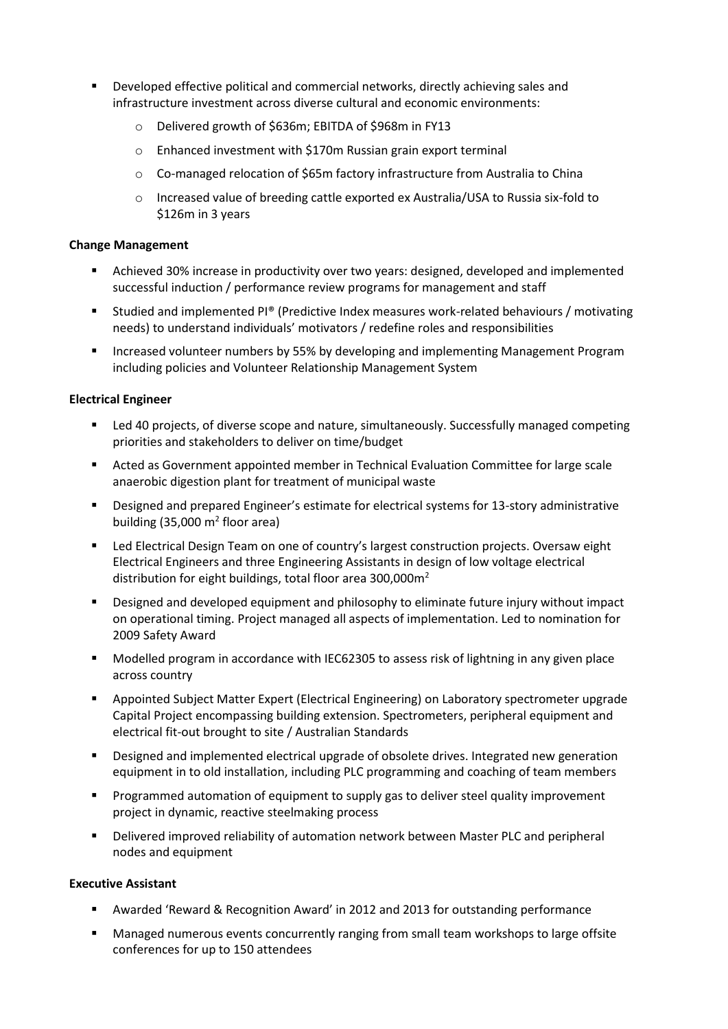- Developed effective political and commercial networks, directly achieving sales and infrastructure investment across diverse cultural and economic environments:
  - Delivered growth of $636m; EBITDA of $968m in FY13
  - Enhanced investment with $170m Russian grain export terminal
  - Co-managed relocation of $65m factory infrastructure from Australia to China
  - Increased value of breeding cattle exported ex Australia/USA to Russia six-fold to $126m in 3 years

**Change Management**

- Achieved 30% increase in productivity over two years: designed, developed and implemented successful induction / performance review programs for management and staff
- Studied and implemented PI® (Predictive Index measures work-related behaviours / motivating needs) to understand individuals' motivators / redefine roles and responsibilities
- Increased volunteer numbers by 55% by developing and implementing Management Program including policies and Volunteer Relationship Management System

**Electrical Engineer**

- Led 40 projects, of diverse scope and nature, simultaneously. Successfully managed competing priorities and stakeholders to deliver on time/budget
- Acted as Government appointed member in Technical Evaluation Committee for large scale anaerobic digestion plant for treatment of municipal waste
- Designed and prepared Engineer's estimate for electrical systems for 13-story administrative building (35,000 $m^2$ floor area)
- Led Electrical Design Team on one of country's largest construction projects. Oversaw eight Electrical Engineers and three Engineering Assistants in design of low voltage electrical distribution for eight buildings, total floor area 300,000$m^2$
- Designed and developed equipment and philosophy to eliminate future injury without impact on operational timing. Project managed all aspects of implementation. Led to nomination for 2009 Safety Award
- Modelled program in accordance with IEC62305 to assess risk of lightning in any given place across country
- Appointed Subject Matter Expert (Electrical Engineering) on Laboratory spectrometer upgrade Capital Project encompassing building extension. Spectrometers, peripheral equipment and electrical fit-out brought to site / Australian Standards
- Designed and implemented electrical upgrade of obsolete drives. Integrated new generation equipment in to old installation, including PLC programming and coaching of team members
- Programmed automation of equipment to supply gas to deliver steel quality improvement project in dynamic, reactive steelmaking process
- Delivered improved reliability of automation network between Master PLC and peripheral nodes and equipment

**Executive Assistant**

- Awarded 'Reward & Recognition Award' in 2012 and 2013 for outstanding performance
- Managed numerous events concurrently ranging from small team workshops to large offsite conferences for up to 150 attendees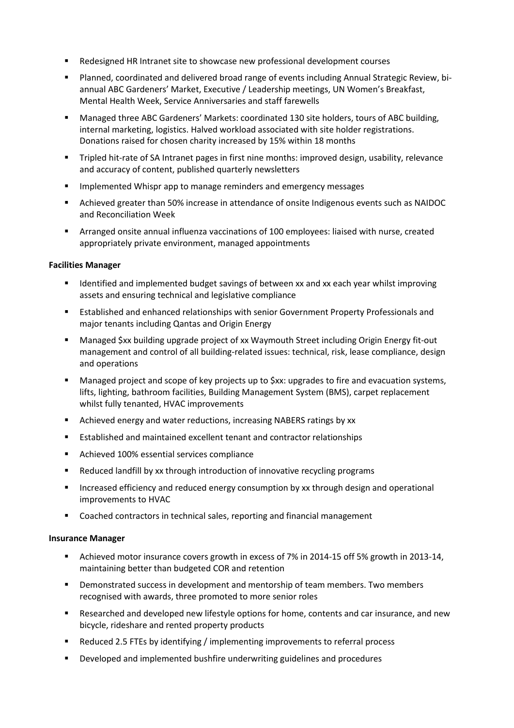- Redesigned HR Intranet site to showcase new professional development courses
- Planned, coordinated and delivered broad range of events including Annual Strategic Review, bi-annual ABC Gardeners' Market, Executive / Leadership meetings, UN Women's Breakfast, Mental Health Week, Service Anniversaries and staff farewells
- Managed three ABC Gardeners' Markets: coordinated 130 site holders, tours of ABC building, internal marketing, logistics. Halved workload associated with site holder registrations. Donations raised for chosen charity increased by 15% within 18 months
- Tripled hit-rate of SA Intranet pages in first nine months: improved design, usability, relevance and accuracy of content, published quarterly newsletters
- Implemented Whispr app to manage reminders and emergency messages
- Achieved greater than 50% increase in attendance of onsite Indigenous events such as NAIDOC and Reconciliation Week
- Arranged onsite annual influenza vaccinations of 100 employees: liaised with nurse, created appropriately private environment, managed appointments

**Facilities Manager**

- Identified and implemented budget savings of between xx and xx each year whilst improving assets and ensuring technical and legislative compliance
- Established and enhanced relationships with senior Government Property Professionals and major tenants including Qantas and Origin Energy
- Managed $xx building upgrade project of xx Waymouth Street including Origin Energy fit-out management and control of all building-related issues: technical, risk, lease compliance, design and operations
- Managed project and scope of key projects up to $xx: upgrades to fire and evacuation systems, lifts, lighting, bathroom facilities, Building Management System (BMS), carpet replacement whilst fully tenanted, HVAC improvements
- Achieved energy and water reductions, increasing NABERS ratings by xx
- Established and maintained excellent tenant and contractor relationships
- Achieved 100% essential services compliance
- Reduced landfill by xx through introduction of innovative recycling programs
- Increased efficiency and reduced energy consumption by xx through design and operational improvements to HVAC
- Coached contractors in technical sales, reporting and financial management

**Insurance Manager**

- Achieved motor insurance covers growth in excess of 7% in 2014-15 off 5% growth in 2013-14, maintaining better than budgeted COR and retention
- Demonstrated success in development and mentorship of team members. Two members recognised with awards, three promoted to more senior roles
- Researched and developed new lifestyle options for home, contents and car insurance, and new bicycle, rideshare and rented property products
- Reduced 2.5 FTEs by identifying / implementing improvements to referral process
- Developed and implemented bushfire underwriting guidelines and procedures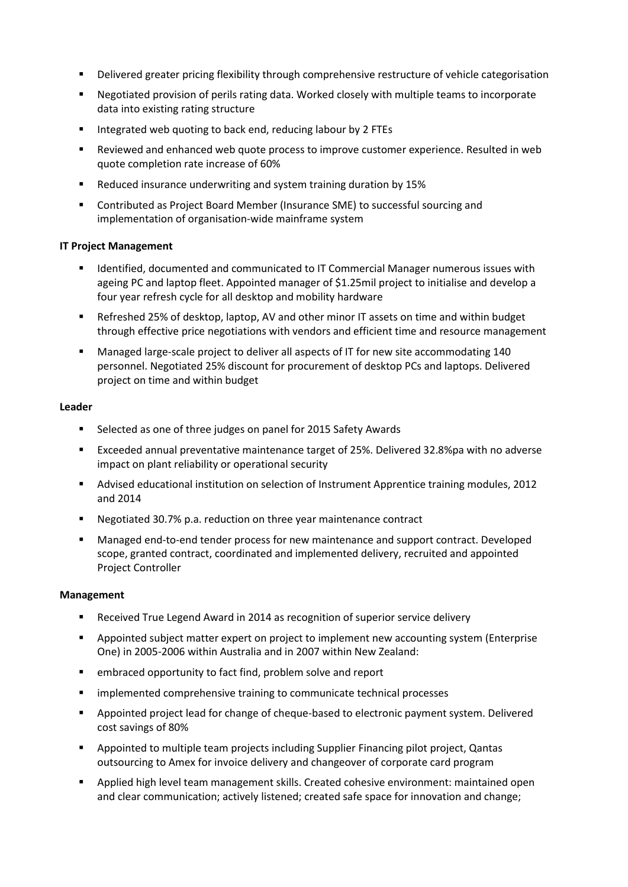- Delivered greater pricing flexibility through comprehensive restructure of vehicle categorisation
- Negotiated provision of perils rating data. Worked closely with multiple teams to incorporate data into existing rating structure
- Integrated web quoting to back end, reducing labour by 2 FTEs
- Reviewed and enhanced web quote process to improve customer experience. Resulted in web quote completion rate increase of 60%
- Reduced insurance underwriting and system training duration by 15%
- Contributed as Project Board Member (Insurance SME) to successful sourcing and implementation of organisation-wide mainframe system

**IT Project Management**

- Identified, documented and communicated to IT Commercial Manager numerous issues with ageing PC and laptop fleet. Appointed manager of $1.25mil project to initialise and develop a four year refresh cycle for all desktop and mobility hardware
- Refreshed 25% of desktop, laptop, AV and other minor IT assets on time and within budget through effective price negotiations with vendors and efficient time and resource management
- Managed large-scale project to deliver all aspects of IT for new site accommodating 140 personnel. Negotiated 25% discount for procurement of desktop PCs and laptops. Delivered project on time and within budget

**Leader**

- Selected as one of three judges on panel for 2015 Safety Awards
- Exceeded annual preventative maintenance target of 25%. Delivered 32.8%pa with no adverse impact on plant reliability or operational security
- Advised educational institution on selection of Instrument Apprentice training modules, 2012 and 2014
- Negotiated 30.7% p.a. reduction on three year maintenance contract
- Managed end-to-end tender process for new maintenance and support contract. Developed scope, granted contract, coordinated and implemented delivery, recruited and appointed Project Controller

**Management**

- Received True Legend Award in 2014 as recognition of superior service delivery
- Appointed subject matter expert on project to implement new accounting system (Enterprise One) in 2005-2006 within Australia and in 2007 within New Zealand:
- embraced opportunity to fact find, problem solve and report
- implemented comprehensive training to communicate technical processes
- Appointed project lead for change of cheque-based to electronic payment system. Delivered cost savings of 80%
- Appointed to multiple team projects including Supplier Financing pilot project, Qantas outsourcing to Amex for invoice delivery and changeover of corporate card program
- Applied high level team management skills. Created cohesive environment: maintained open and clear communication; actively listened; created safe space for innovation and change;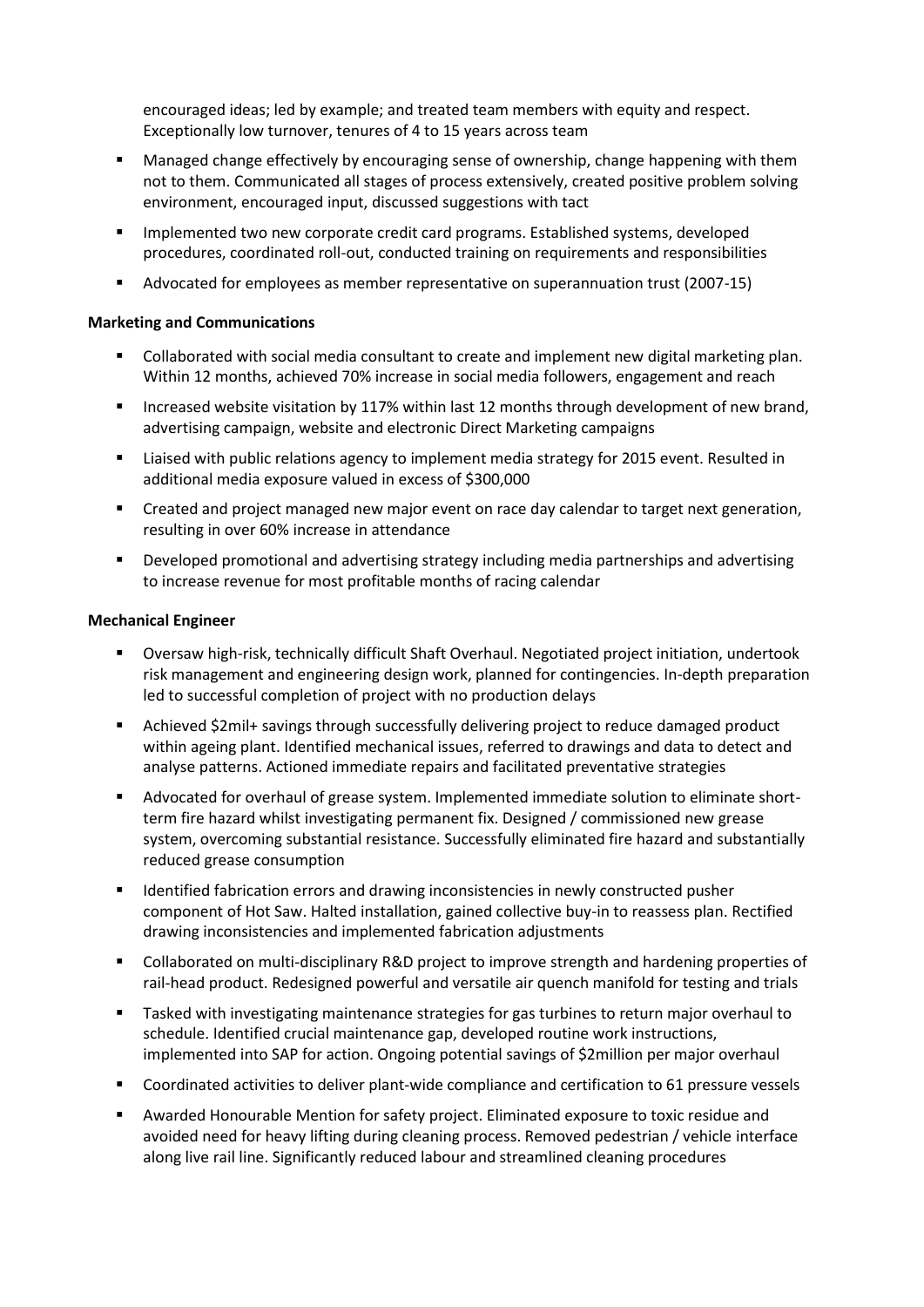encouraged ideas; led by example; and treated team members with equity and respect. Exceptionally low turnover, tenures of 4 to 15 years across team

- Managed change effectively by encouraging sense of ownership, change happening with them not to them. Communicated all stages of process extensively, created positive problem solving environment, encouraged input, discussed suggestions with tact
- Implemented two new corporate credit card programs. Established systems, developed procedures, coordinated roll-out, conducted training on requirements and responsibilities
- Advocated for employees as member representative on superannuation trust (2007-15)

**Marketing and Communications**

- Collaborated with social media consultant to create and implement new digital marketing plan. Within 12 months, achieved 70% increase in social media followers, engagement and reach
- Increased website visitation by 117% within last 12 months through development of new brand, advertising campaign, website and electronic Direct Marketing campaigns
- Liaised with public relations agency to implement media strategy for 2015 event. Resulted in additional media exposure valued in excess of $300,000
- Created and project managed new major event on race day calendar to target next generation, resulting in over 60% increase in attendance
- Developed promotional and advertising strategy including media partnerships and advertising to increase revenue for most profitable months of racing calendar

**Mechanical Engineer**

- Oversaw high-risk, technically difficult Shaft Overhaul. Negotiated project initiation, undertook risk management and engineering design work, planned for contingencies. In-depth preparation led to successful completion of project with no production delays
- Achieved $2mil+ savings through successfully delivering project to reduce damaged product within ageing plant. Identified mechanical issues, referred to drawings and data to detect and analyse patterns. Actioned immediate repairs and facilitated preventative strategies
- Advocated for overhaul of grease system. Implemented immediate solution to eliminate short-term fire hazard whilst investigating permanent fix. Designed / commissioned new grease system, overcoming substantial resistance. Successfully eliminated fire hazard and substantially reduced grease consumption
- Identified fabrication errors and drawing inconsistencies in newly constructed pusher component of Hot Saw. Halted installation, gained collective buy-in to reassess plan. Rectified drawing inconsistencies and implemented fabrication adjustments
- Collaborated on multi-disciplinary R&D project to improve strength and hardening properties of rail-head product. Redesigned powerful and versatile air quench manifold for testing and trials
- Tasked with investigating maintenance strategies for gas turbines to return major overhaul to schedule. Identified crucial maintenance gap, developed routine work instructions, implemented into SAP for action. Ongoing potential savings of $2million per major overhaul
- Coordinated activities to deliver plant-wide compliance and certification to 61 pressure vessels
- Awarded Honourable Mention for safety project. Eliminated exposure to toxic residue and avoided need for heavy lifting during cleaning process. Removed pedestrian / vehicle interface along live rail line. Significantly reduced labour and streamlined cleaning procedures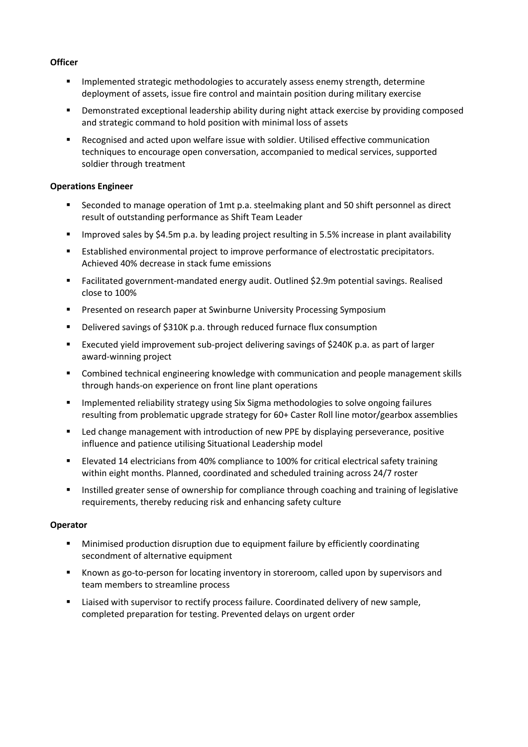**Officer**

- Implemented strategic methodologies to accurately assess enemy strength, determine deployment of assets, issue fire control and maintain position during military exercise
- Demonstrated exceptional leadership ability during night attack exercise by providing composed and strategic command to hold position with minimal loss of assets
- Recognised and acted upon welfare issue with soldier. Utilised effective communication techniques to encourage open conversation, accompanied to medical services, supported soldier through treatment

**Operations Engineer**

- Seconded to manage operation of 1mt p.a. steelmaking plant and 50 shift personnel as direct result of outstanding performance as Shift Team Leader
- Improved sales by $4.5m p.a. by leading project resulting in 5.5% increase in plant availability
- Established environmental project to improve performance of electrostatic precipitators. Achieved 40% decrease in stack fume emissions
- Facilitated government-mandated energy audit. Outlined $2.9m potential savings. Realised close to 100%
- Presented on research paper at Swinburne University Processing Symposium
- Delivered savings of $310K p.a. through reduced furnace flux consumption
- Executed yield improvement sub-project delivering savings of $240K p.a. as part of larger award-winning project
- Combined technical engineering knowledge with communication and people management skills through hands-on experience on front line plant operations
- Implemented reliability strategy using Six Sigma methodologies to solve ongoing failures resulting from problematic upgrade strategy for 60+ Caster Roll line motor/gearbox assemblies
- Led change management with introduction of new PPE by displaying perseverance, positive influence and patience utilising Situational Leadership model
- Elevated 14 electricians from 40% compliance to 100% for critical electrical safety training within eight months. Planned, coordinated and scheduled training across 24/7 roster
- Instilled greater sense of ownership for compliance through coaching and training of legislative requirements, thereby reducing risk and enhancing safety culture

**Operator**

- Minimised production disruption due to equipment failure by efficiently coordinating secondment of alternative equipment
- Known as go-to-person for locating inventory in storeroom, called upon by supervisors and team members to streamline process
- Liaised with supervisor to rectify process failure. Coordinated delivery of new sample, completed preparation for testing. Prevented delays on urgent order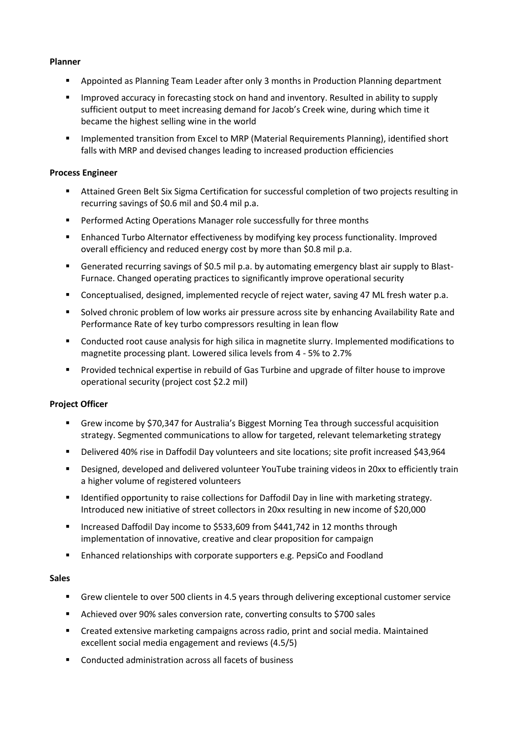**Planner**

- Appointed as Planning Team Leader after only 3 months in Production Planning department
- Improved accuracy in forecasting stock on hand and inventory. Resulted in ability to supply sufficient output to meet increasing demand for Jacob's Creek wine, during which time it became the highest selling wine in the world
- Implemented transition from Excel to MRP (Material Requirements Planning), identified short falls with MRP and devised changes leading to increased production efficiencies

**Process Engineer**

- Attained Green Belt Six Sigma Certification for successful completion of two projects resulting in recurring savings of $0.6 mil and $0.4 mil p.a.
- Performed Acting Operations Manager role successfully for three months
- Enhanced Turbo Alternator effectiveness by modifying key process functionality. Improved overall efficiency and reduced energy cost by more than $0.8 mil p.a.
- Generated recurring savings of $0.5 mil p.a. by automating emergency blast air supply to Blast-Furnace. Changed operating practices to significantly improve operational security
- Conceptualised, designed, implemented recycle of reject water, saving 47 ML fresh water p.a.
- Solved chronic problem of low works air pressure across site by enhancing Availability Rate and Performance Rate of key turbo compressors resulting in lean flow
- Conducted root cause analysis for high silica in magnetite slurry. Implemented modifications to magnetite processing plant. Lowered silica levels from 4 - 5% to 2.7%
- Provided technical expertise in rebuild of Gas Turbine and upgrade of filter house to improve operational security (project cost $2.2 mil)

**Project Officer**

- Grew income by $70,347 for Australia's Biggest Morning Tea through successful acquisition strategy. Segmented communications to allow for targeted, relevant telemarketing strategy
- Delivered 40% rise in Daffodil Day volunteers and site locations; site profit increased $43,964
- Designed, developed and delivered volunteer YouTube training videos in 20xx to efficiently train a higher volume of registered volunteers
- Identified opportunity to raise collections for Daffodil Day in line with marketing strategy. Introduced new initiative of street collectors in 20xx resulting in new income of $20,000
- Increased Daffodil Day income to $533,609 from $441,742 in 12 months through implementation of innovative, creative and clear proposition for campaign
- Enhanced relationships with corporate supporters e.g. PepsiCo and Foodland

**Sales**

- Grew clientele to over 500 clients in 4.5 years through delivering exceptional customer service
- Achieved over 90% sales conversion rate, converting consults to $700 sales
- Created extensive marketing campaigns across radio, print and social media. Maintained excellent social media engagement and reviews (4.5/5)
- Conducted administration across all facets of business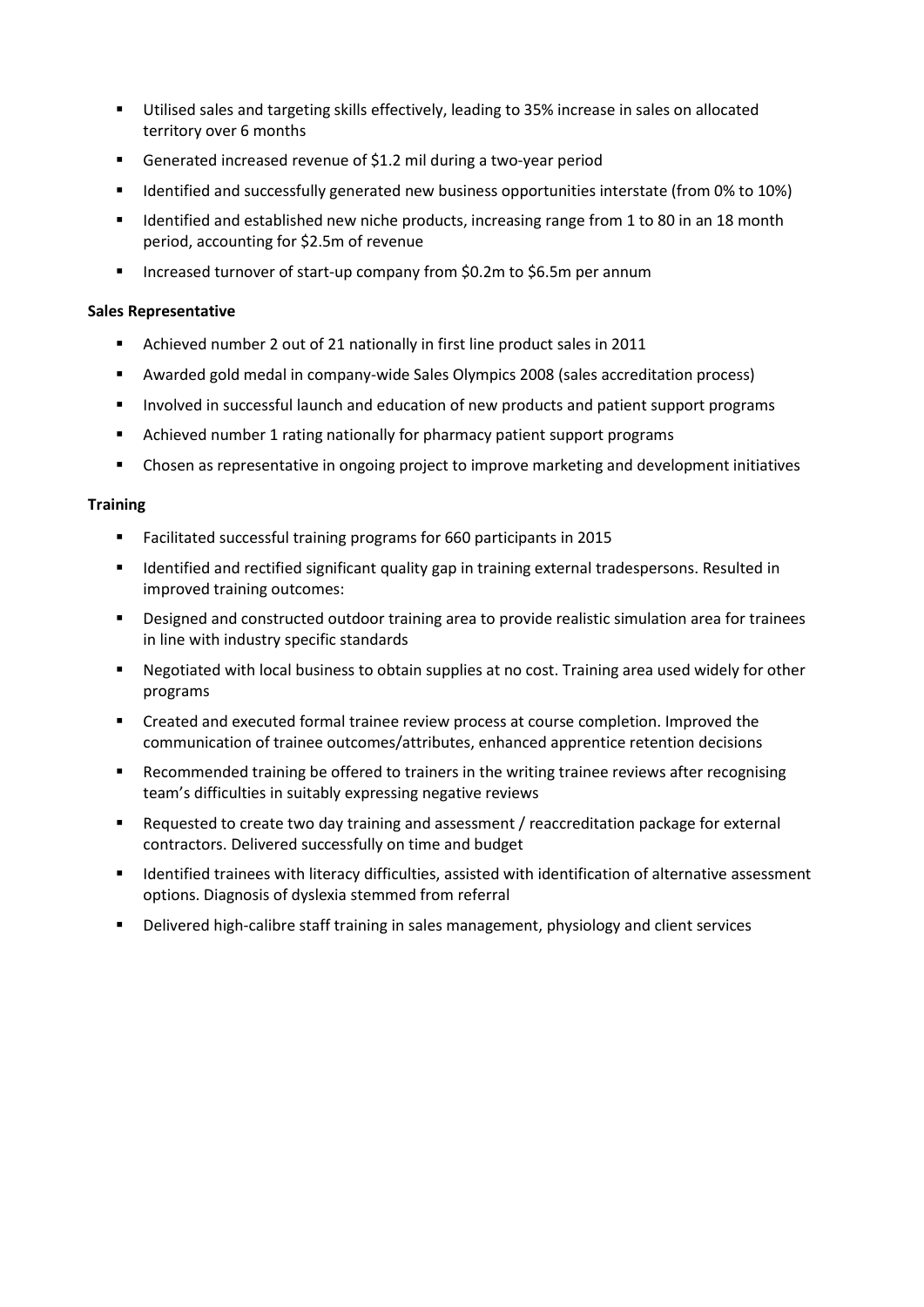- Utilised sales and targeting skills effectively, leading to 35% increase in sales on allocated territory over 6 months
- Generated increased revenue of $1.2 mil during a two-year period
- Identified and successfully generated new business opportunities interstate (from 0% to 10%)
- Identified and established new niche products, increasing range from 1 to 80 in an 18 month period, accounting for $2.5m of revenue
- Increased turnover of start-up company from $0.2m to $6.5m per annum

**Sales Representative**

- Achieved number 2 out of 21 nationally in first line product sales in 2011
- Awarded gold medal in company-wide Sales Olympics 2008 (sales accreditation process)
- Involved in successful launch and education of new products and patient support programs
- Achieved number 1 rating nationally for pharmacy patient support programs
- Chosen as representative in ongoing project to improve marketing and development initiatives

**Training**

- Facilitated successful training programs for 660 participants in 2015
- Identified and rectified significant quality gap in training external tradespersons. Resulted in improved training outcomes:
- Designed and constructed outdoor training area to provide realistic simulation area for trainees in line with industry specific standards
- Negotiated with local business to obtain supplies at no cost. Training area used widely for other programs
- Created and executed formal trainee review process at course completion. Improved the communication of trainee outcomes/attributes, enhanced apprentice retention decisions
- Recommended training be offered to trainers in the writing trainee reviews after recognising team's difficulties in suitably expressing negative reviews
- Requested to create two day training and assessment / reaccreditation package for external contractors. Delivered successfully on time and budget
- Identified trainees with literacy difficulties, assisted with identification of alternative assessment options. Diagnosis of dyslexia stemmed from referral
- Delivered high-calibre staff training in sales management, physiology and client services